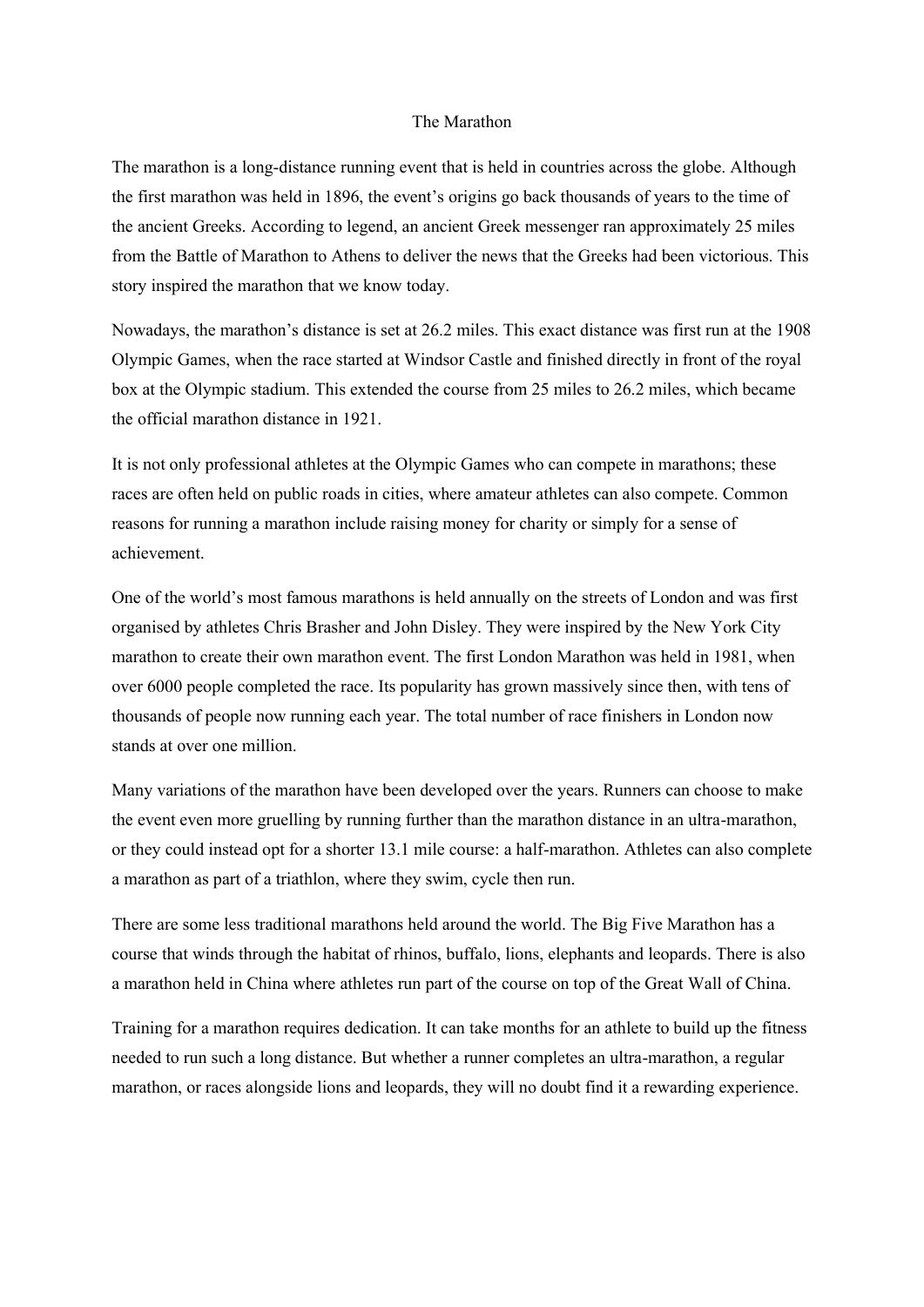# The Marathon

The marathon is a long-distance running event that is held in countries across the globe. Although the first marathon was held in 1896, the event's origins go back thousands of years to the time of the ancient Greeks. According to legend, an ancient Greek messenger ran approximately 25 miles from the Battle of Marathon to Athens to deliver the news that the Greeks had been victorious. This story inspired the marathon that we know today.

Nowadays, the marathon's distance is set at 26.2 miles. This exact distance was first run at the 1908 Olympic Games, when the race started at Windsor Castle and finished directly in front of the royal box at the Olympic stadium. This extended the course from 25 miles to 26.2 miles, which became the official marathon distance in 1921.

It is not only professional athletes at the Olympic Games who can compete in marathons; these races are often held on public roads in cities, where amateur athletes can also compete. Common reasons for running a marathon include raising money for charity or simply for a sense of achievement.

One of the world's most famous marathons is held annually on the streets of London and was first organised by athletes Chris Brasher and John Disley. They were inspired by the New York City marathon to create their own marathon event. The first London Marathon was held in 1981, when over 6000 people completed the race. Its popularity has grown massively since then, with tens of thousands of people now running each year. The total number of race finishers in London now stands at over one million.

Many variations of the marathon have been developed over the years. Runners can choose to make the event even more gruelling by running further than the marathon distance in an ultra-marathon, or they could instead opt for a shorter 13.1 mile course: a half-marathon. Athletes can also complete a marathon as part of a triathlon, where they swim, cycle then run.

There are some less traditional marathons held around the world. The Big Five Marathon has a course that winds through the habitat of rhinos, buffalo, lions, elephants and leopards. There is also a marathon held in China where athletes run part of the course on top of the Great Wall of China.

Training for a marathon requires dedication. It can take months for an athlete to build up the fitness needed to run such a long distance. But whether a runner completes an ultra-marathon, a regular marathon, or races alongside lions and leopards, they will no doubt find it a rewarding experience.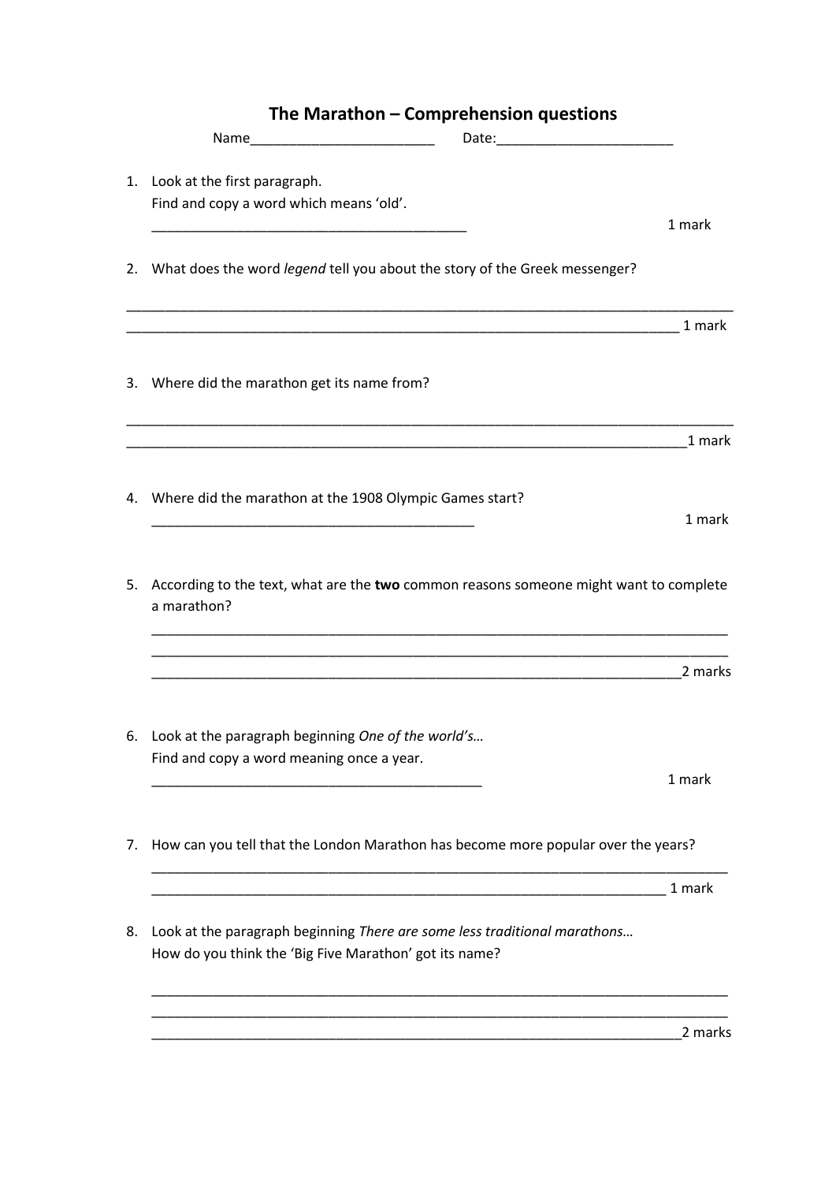# The Marathon – Comprehension questions

Name________________________ Date:_______________________

1. Look at the first paragraph.
   Find and copy a word which means 'old'.

   __________________________________________ 1 mark

2. What does the word *legend* tell you about the story of the Greek messenger?

   ______________________________________________________________________________
   ______________________________________________________________________________ 1 mark

3. Where did the marathon get its name from?

   ______________________________________________________________________________
   ______________________________________________________________________________1 mark

4. Where did the marathon at the 1908 Olympic Games start?

   __________________________________________ 1 mark

5. According to the text, what are the **two** common reasons someone might want to complete a marathon?

   ______________________________________________________________________________
   ______________________________________________________________________________
   ______________________________________________________________________________2 marks

6. Look at the paragraph beginning *One of the world's…*
   Find and copy a word meaning once a year.

   ____________________________________________ 1 mark

7. How can you tell that the London Marathon has become more popular over the years?

   ______________________________________________________________________________
   ______________________________________________________________________ 1 mark

8. Look at the paragraph beginning *There are some less traditional marathons…*
   How do you think the 'Big Five Marathon' got its name?

   ______________________________________________________________________________
   ______________________________________________________________________________
   ______________________________________________________________________________2 marks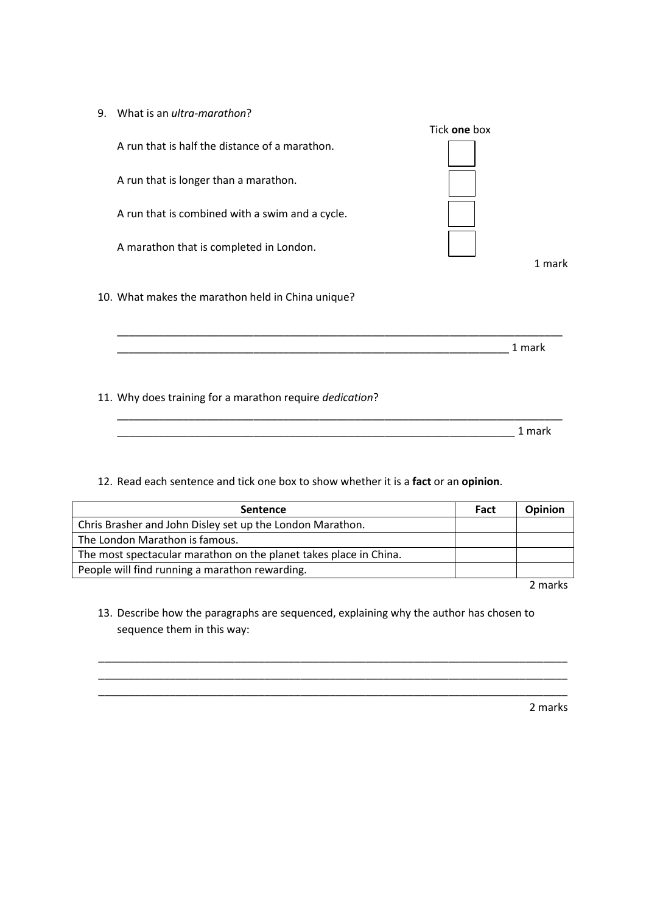9. What is an *ultra-marathon*?

Tick **one** box

A run that is half the distance of a marathon. ☐

A run that is longer than a marathon. ☐

A run that is combined with a swim and a cycle. ☐

A marathon that is completed in London. ☐

1 mark

10. What makes the marathon held in China unique?

_______________________________________________________________________________

_______________________________________________________________________ 1 mark

11. Why does training for a marathon require *dedication*?

_______________________________________________________________________________

_______________________________________________________________________ 1 mark

12. Read each sentence and tick one box to show whether it is a **fact** or an **opinion**.

| Sentence | Fact | Opinion |
|---|---|---|
| Chris Brasher and John Disley set up the London Marathon. | | |
| The London Marathon is famous. | | |
| The most spectacular marathon on the planet takes place in China. | | |
| People will find running a marathon rewarding. | | |

2 marks

13. Describe how the paragraphs are sequenced, explaining why the author has chosen to sequence them in this way:

_______________________________________________________________________________

_______________________________________________________________________________

_______________________________________________________________________________

2 marks